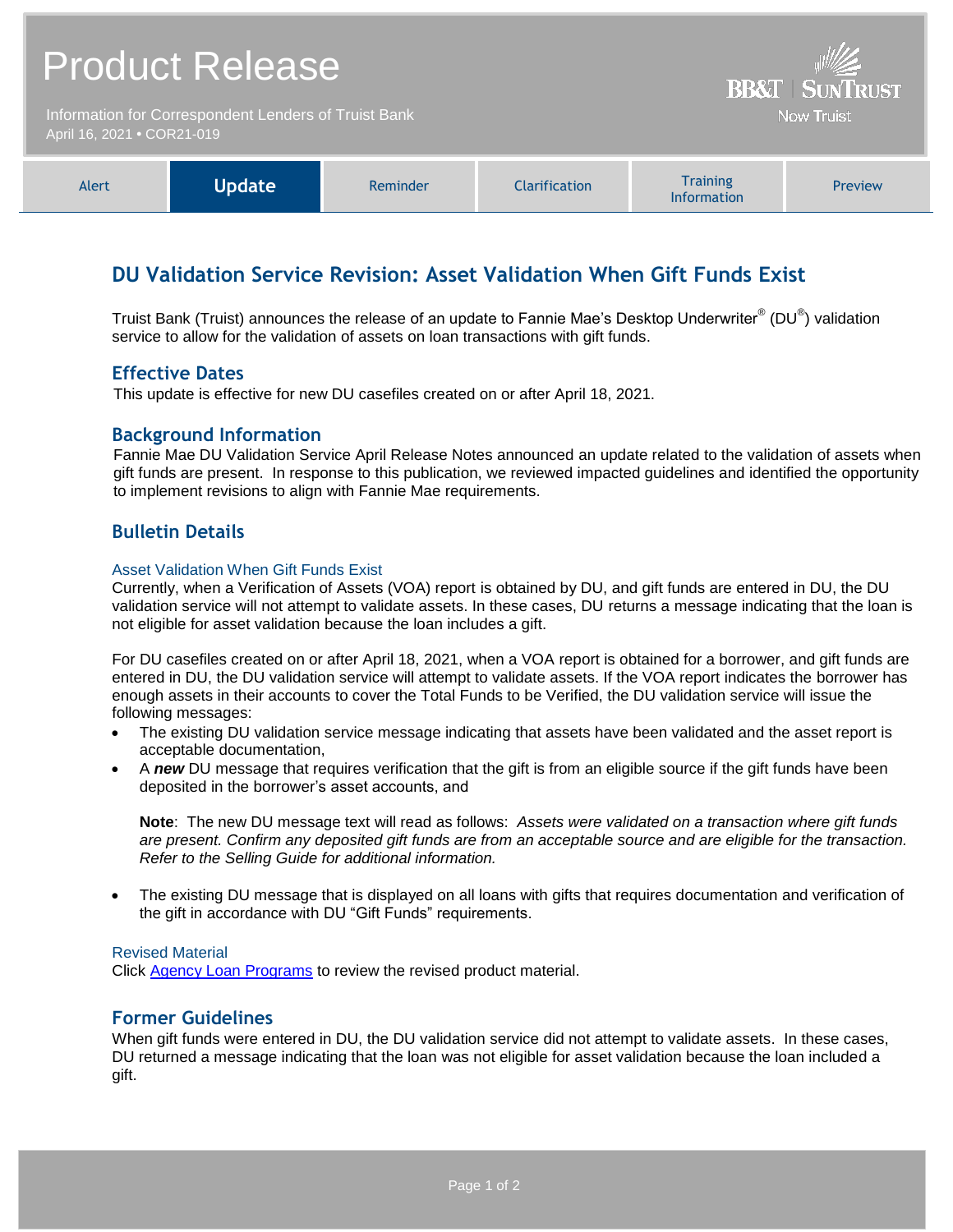# Product Release

Information for Correspondent Lenders of Truist Bank
April 16, 2021 • COR21-019

BB&T | SUNTRUST Now Truist

| Alert | **Update** | Reminder | Clarification | Training Information | Preview |
|---|---|---|---|---|---|

## DU Validation Service Revision: Asset Validation When Gift Funds Exist

Truist Bank (Truist) announces the release of an update to Fannie Mae's Desktop Underwriter® (DU®) validation service to allow for the validation of assets on loan transactions with gift funds.

### Effective Dates

This update is effective for new DU casefiles created on or after April 18, 2021.

### Background Information

Fannie Mae DU Validation Service April Release Notes announced an update related to the validation of assets when gift funds are present. In response to this publication, we reviewed impacted guidelines and identified the opportunity to implement revisions to align with Fannie Mae requirements.

### Bulletin Details

#### Asset Validation When Gift Funds Exist

Currently, when a Verification of Assets (VOA) report is obtained by DU, and gift funds are entered in DU, the DU validation service will not attempt to validate assets. In these cases, DU returns a message indicating that the loan is not eligible for asset validation because the loan includes a gift.

For DU casefiles created on or after April 18, 2021, when a VOA report is obtained for a borrower, and gift funds are entered in DU, the DU validation service will attempt to validate assets. If the VOA report indicates the borrower has enough assets in their accounts to cover the Total Funds to be Verified, the DU validation service will issue the following messages:

- The existing DU validation service message indicating that assets have been validated and the asset report is acceptable documentation,
- A ***new*** DU message that requires verification that the gift is from an eligible source if the gift funds have been deposited in the borrower's asset accounts, and

  **Note**: The new DU message text will read as follows: *Assets were validated on a transaction where gift funds are present. Confirm any deposited gift funds are from an acceptable source and are eligible for the transaction. Refer to the Selling Guide for additional information.*

- The existing DU message that is displayed on all loans with gifts that requires documentation and verification of the gift in accordance with DU "Gift Funds" requirements.

#### Revised Material

Click [Agency Loan Programs] to review the revised product material.

### Former Guidelines

When gift funds were entered in DU, the DU validation service did not attempt to validate assets. In these cases, DU returned a message indicating that the loan was not eligible for asset validation because the loan included a gift.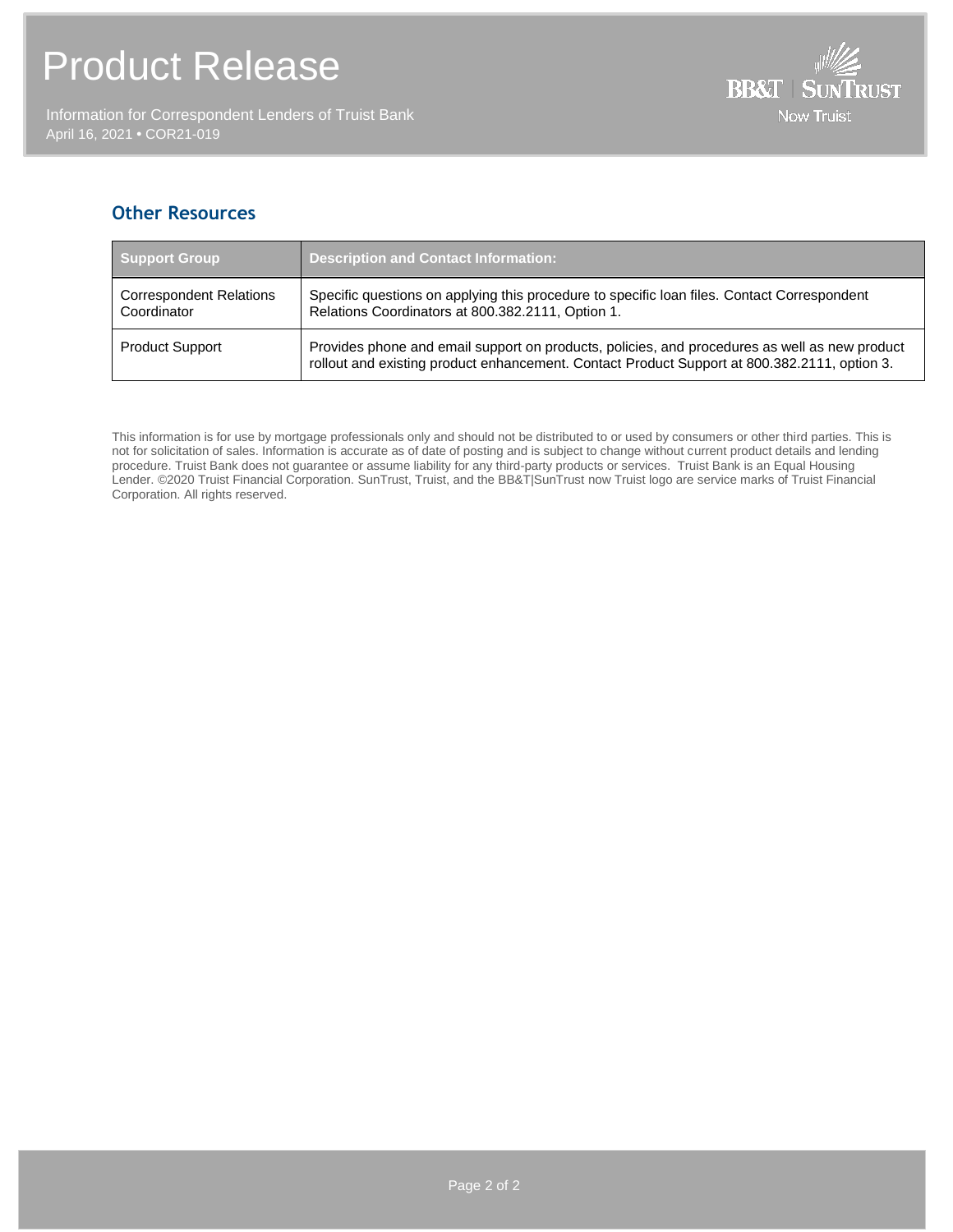## Other Resources

| Support Group | Description and Contact Information: |
|---|---|
| Correspondent Relations Coordinator | Specific questions on applying this procedure to specific loan files. Contact Correspondent Relations Coordinators at 800.382.2111, Option 1. |
| Product Support | Provides phone and email support on products, policies, and procedures as well as new product rollout and existing product enhancement. Contact Product Support at 800.382.2111, option 3. |

This information is for use by mortgage professionals only and should not be distributed to or used by consumers or other third parties. This is not for solicitation of sales. Information is accurate as of date of posting and is subject to change without current product details and lending procedure. Truist Bank does not guarantee or assume liability for any third-party products or services. Truist Bank is an Equal Housing Lender. ©2020 Truist Financial Corporation. SunTrust, Truist, and the BB&T|SunTrust now Truist logo are service marks of Truist Financial Corporation. All rights reserved.